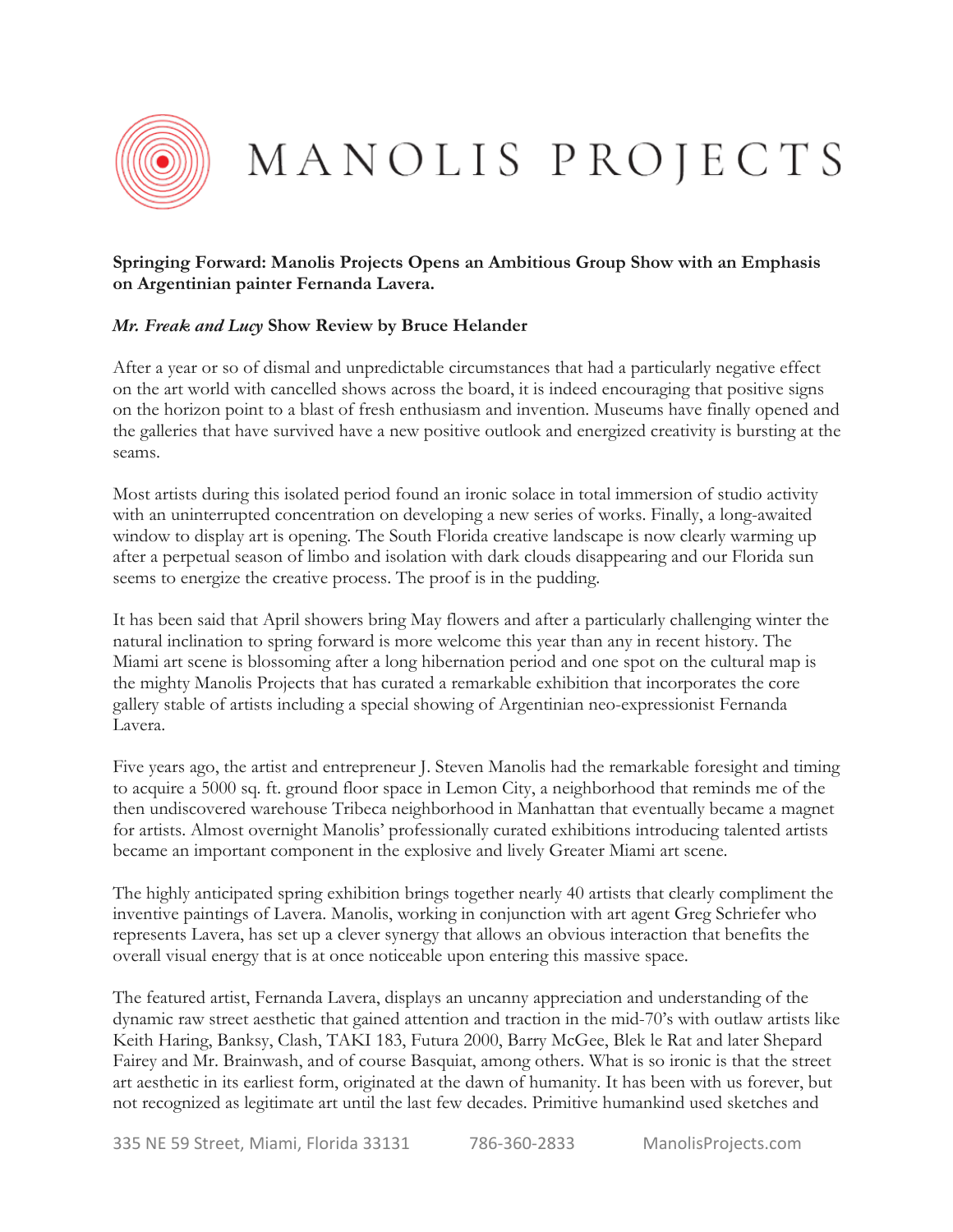# MANOLIS PROJECTS

**Springing Forward: Manolis Projects Opens an Ambitious Group Show with an Emphasis on Argentinian painter Fernanda Lavera.**

***Mr. Freak and Lucy* Show Review by Bruce Helander**

After a year or so of dismal and unpredictable circumstances that had a particularly negative effect on the art world with cancelled shows across the board, it is indeed encouraging that positive signs on the horizon point to a blast of fresh enthusiasm and invention. Museums have finally opened and the galleries that have survived have a new positive outlook and energized creativity is bursting at the seams.

Most artists during this isolated period found an ironic solace in total immersion of studio activity with an uninterrupted concentration on developing a new series of works. Finally, a long-awaited window to display art is opening. The South Florida creative landscape is now clearly warming up after a perpetual season of limbo and isolation with dark clouds disappearing and our Florida sun seems to energize the creative process. The proof is in the pudding.

It has been said that April showers bring May flowers and after a particularly challenging winter the natural inclination to spring forward is more welcome this year than any in recent history. The Miami art scene is blossoming after a long hibernation period and one spot on the cultural map is the mighty Manolis Projects that has curated a remarkable exhibition that incorporates the core gallery stable of artists including a special showing of Argentinian neo-expressionist Fernanda Lavera.

Five years ago, the artist and entrepreneur J. Steven Manolis had the remarkable foresight and timing to acquire a 5000 sq. ft. ground floor space in Lemon City, a neighborhood that reminds me of the then undiscovered warehouse Tribeca neighborhood in Manhattan that eventually became a magnet for artists. Almost overnight Manolis' professionally curated exhibitions introducing talented artists became an important component in the explosive and lively Greater Miami art scene.

The highly anticipated spring exhibition brings together nearly 40 artists that clearly compliment the inventive paintings of Lavera. Manolis, working in conjunction with art agent Greg Schriefer who represents Lavera, has set up a clever synergy that allows an obvious interaction that benefits the overall visual energy that is at once noticeable upon entering this massive space.

The featured artist, Fernanda Lavera, displays an uncanny appreciation and understanding of the dynamic raw street aesthetic that gained attention and traction in the mid-70's with outlaw artists like Keith Haring, Banksy, Clash, TAKI 183, Futura 2000, Barry McGee, Blek le Rat and later Shepard Fairey and Mr. Brainwash, and of course Basquiat, among others. What is so ironic is that the street art aesthetic in its earliest form, originated at the dawn of humanity. It has been with us forever, but not recognized as legitimate art until the last few decades. Primitive humankind used sketches and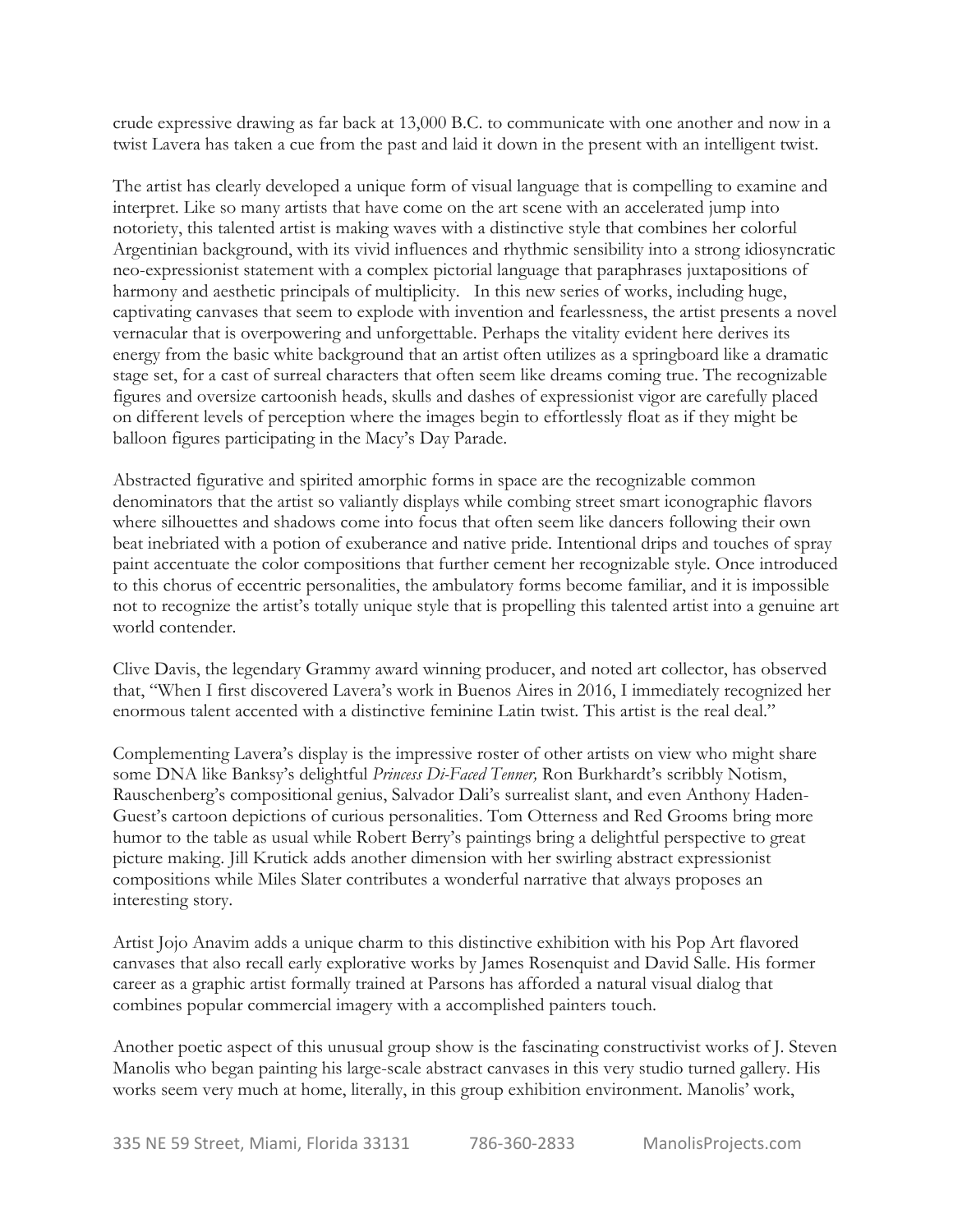crude expressive drawing as far back at 13,000 B.C. to communicate with one another and now in a twist Lavera has taken a cue from the past and laid it down in the present with an intelligent twist.

The artist has clearly developed a unique form of visual language that is compelling to examine and interpret. Like so many artists that have come on the art scene with an accelerated jump into notoriety, this talented artist is making waves with a distinctive style that combines her colorful Argentinian background, with its vivid influences and rhythmic sensibility into a strong idiosyncratic neo-expressionist statement with a complex pictorial language that paraphrases juxtapositions of harmony and aesthetic principals of multiplicity. In this new series of works, including huge, captivating canvases that seem to explode with invention and fearlessness, the artist presents a novel vernacular that is overpowering and unforgettable. Perhaps the vitality evident here derives its energy from the basic white background that an artist often utilizes as a springboard like a dramatic stage set, for a cast of surreal characters that often seem like dreams coming true. The recognizable figures and oversize cartoonish heads, skulls and dashes of expressionist vigor are carefully placed on different levels of perception where the images begin to effortlessly float as if they might be balloon figures participating in the Macy's Day Parade.

Abstracted figurative and spirited amorphic forms in space are the recognizable common denominators that the artist so valiantly displays while combing street smart iconographic flavors where silhouettes and shadows come into focus that often seem like dancers following their own beat inebriated with a potion of exuberance and native pride. Intentional drips and touches of spray paint accentuate the color compositions that further cement her recognizable style. Once introduced to this chorus of eccentric personalities, the ambulatory forms become familiar, and it is impossible not to recognize the artist's totally unique style that is propelling this talented artist into a genuine art world contender.

Clive Davis, the legendary Grammy award winning producer, and noted art collector, has observed that, "When I first discovered Lavera's work in Buenos Aires in 2016, I immediately recognized her enormous talent accented with a distinctive feminine Latin twist. This artist is the real deal."

Complementing Lavera's display is the impressive roster of other artists on view who might share some DNA like Banksy's delightful *Princess Di-Faced Tenner,* Ron Burkhardt's scribbly Notism, Rauschenberg's compositional genius, Salvador Dali's surrealist slant, and even Anthony Haden-Guest's cartoon depictions of curious personalities. Tom Otterness and Red Grooms bring more humor to the table as usual while Robert Berry's paintings bring a delightful perspective to great picture making. Jill Krutick adds another dimension with her swirling abstract expressionist compositions while Miles Slater contributes a wonderful narrative that always proposes an interesting story.

Artist Jojo Anavim adds a unique charm to this distinctive exhibition with his Pop Art flavored canvases that also recall early explorative works by James Rosenquist and David Salle. His former career as a graphic artist formally trained at Parsons has afforded a natural visual dialog that combines popular commercial imagery with a accomplished painters touch.

Another poetic aspect of this unusual group show is the fascinating constructivist works of J. Steven Manolis who began painting his large-scale abstract canvases in this very studio turned gallery. His works seem very much at home, literally, in this group exhibition environment. Manolis' work,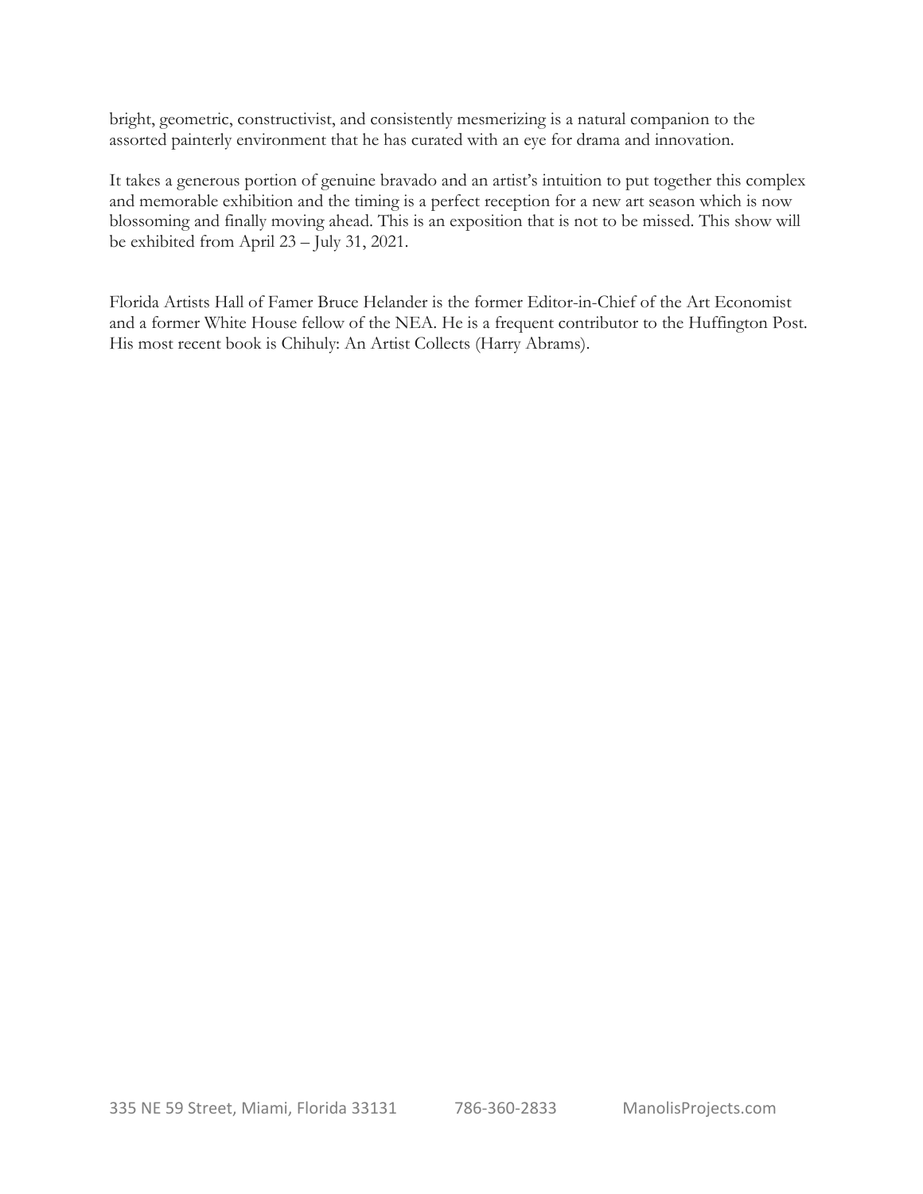bright, geometric, constructivist, and consistently mesmerizing is a natural companion to the assorted painterly environment that he has curated with an eye for drama and innovation.

It takes a generous portion of genuine bravado and an artist's intuition to put together this complex and memorable exhibition and the timing is a perfect reception for a new art season which is now blossoming and finally moving ahead. This is an exposition that is not to be missed. This show will be exhibited from April 23 – July 31, 2021.

Florida Artists Hall of Famer Bruce Helander is the former Editor-in-Chief of the Art Economist and a former White House fellow of the NEA. He is a frequent contributor to the Huffington Post. His most recent book is Chihuly: An Artist Collects (Harry Abrams).